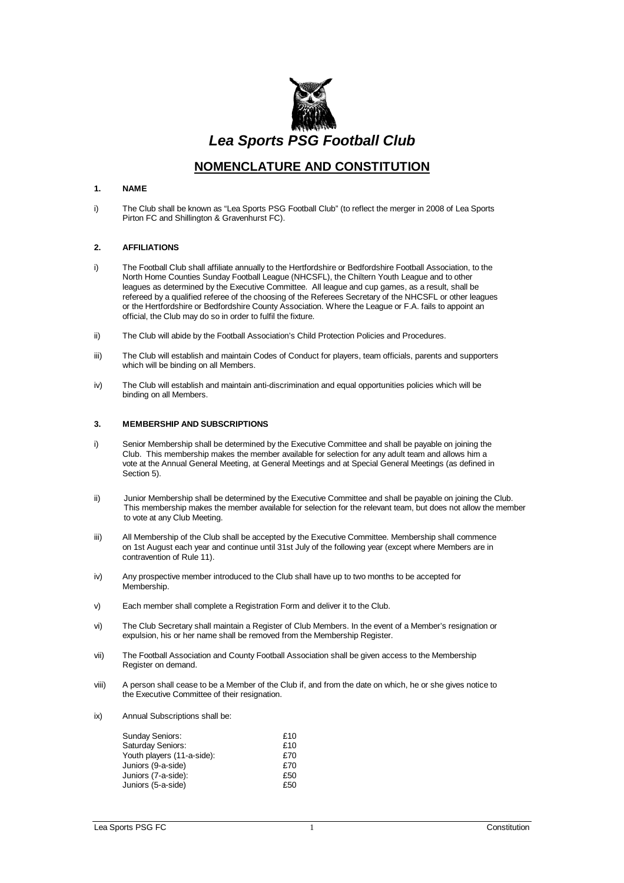# *Lea Sports PSG Football Club*

## NOMENCLATURE AND CONSTITUTION

### 1. NAME

i) The Club shall be known as "Lea Sports PSG Football Club" (to reflect the merger in 2008 of Lea Sports Pirton FC and Shillington & Gravenhurst FC).

### 2. AFFILIATIONS

i) The Football Club shall affiliate annually to the Hertfordshire or Bedfordshire Football Association, to the North Home Counties Sunday Football League (NHCSFL), the Chiltern Youth League and to other leagues as determined by the Executive Committee. All league and cup games, as a result, shall be refereed by a qualified referee of the choosing of the Referees Secretary of the NHCSFL or other leagues or the Hertfordshire or Bedfordshire County Association. Where the League or F.A. fails to appoint an official, the Club may do so in order to fulfil the fixture.

ii) The Club will abide by the Football Association's Child Protection Policies and Procedures.

iii) The Club will establish and maintain Codes of Conduct for players, team officials, parents and supporters which will be binding on all Members.

iv) The Club will establish and maintain anti-discrimination and equal opportunities policies which will be binding on all Members.

### 3. MEMBERSHIP AND SUBSCRIPTIONS

i) Senior Membership shall be determined by the Executive Committee and shall be payable on joining the Club. This membership makes the member available for selection for any adult team and allows him a vote at the Annual General Meeting, at General Meetings and at Special General Meetings (as defined in Section 5).

ii) Junior Membership shall be determined by the Executive Committee and shall be payable on joining the Club. This membership makes the member available for selection for the relevant team, but does not allow the member to vote at any Club Meeting.

iii) All Membership of the Club shall be accepted by the Executive Committee. Membership shall commence on 1st August each year and continue until 31st July of the following year (except where Members are in contravention of Rule 11).

iv) Any prospective member introduced to the Club shall have up to two months to be accepted for Membership.

v) Each member shall complete a Registration Form and deliver it to the Club.

vi) The Club Secretary shall maintain a Register of Club Members. In the event of a Member's resignation or expulsion, his or her name shall be removed from the Membership Register.

vii) The Football Association and County Football Association shall be given access to the Membership Register on demand.

viii) A person shall cease to be a Member of the Club if, and from the date on which, he or she gives notice to the Executive Committee of their resignation.

ix) Annual Subscriptions shall be:

| | |
|---|---|
| Sunday Seniors: | £10 |
| Saturday Seniors: | £10 |
| Youth players (11-a-side): | £70 |
| Juniors (9-a-side) | £70 |
| Juniors (7-a-side): | £50 |
| Juniors (5-a-side) | £50 |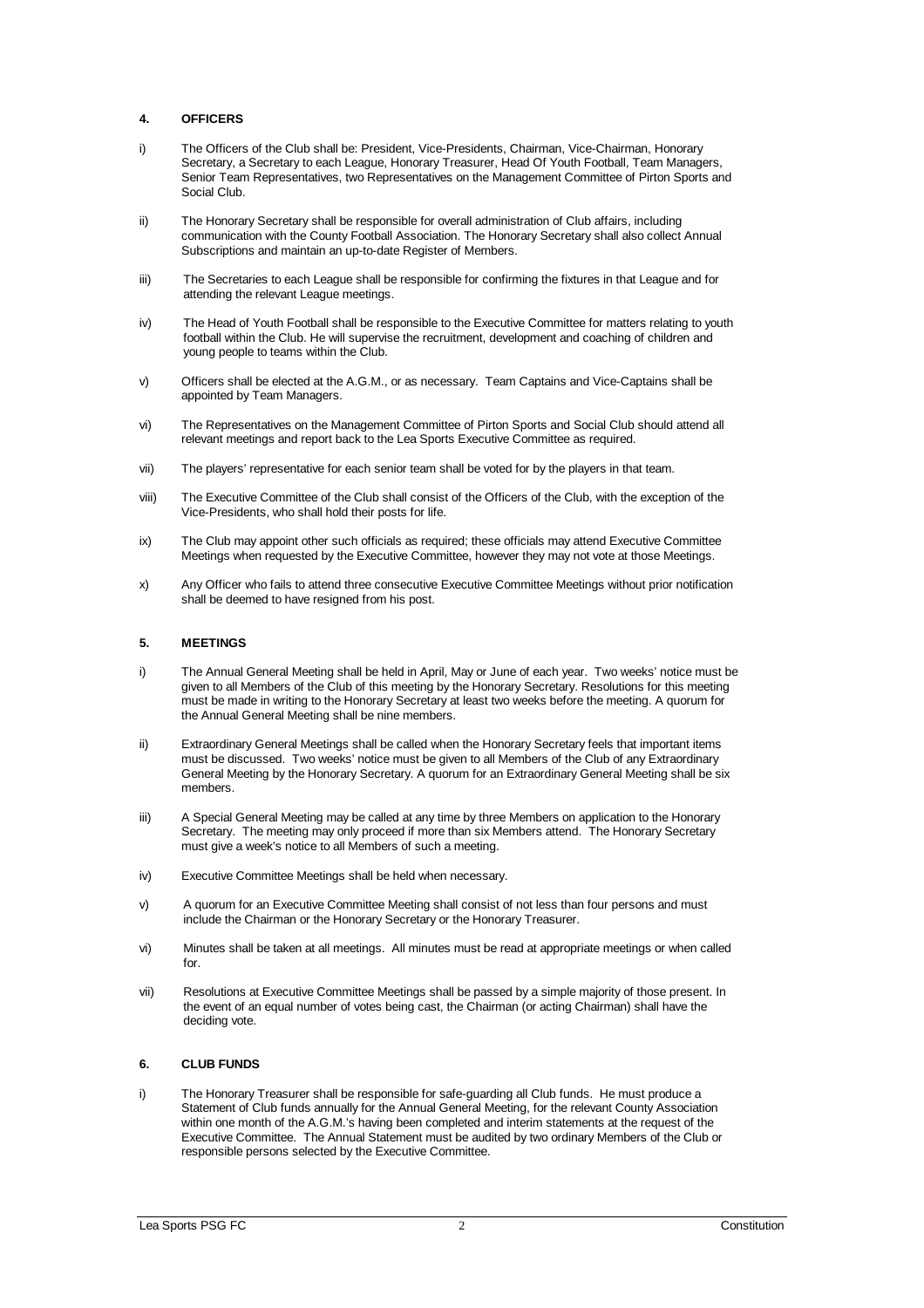## 4. OFFICERS

i) The Officers of the Club shall be: President, Vice-Presidents, Chairman, Vice-Chairman, Honorary Secretary, a Secretary to each League, Honorary Treasurer, Head Of Youth Football, Team Managers, Senior Team Representatives, two Representatives on the Management Committee of Pirton Sports and Social Club.

ii) The Honorary Secretary shall be responsible for overall administration of Club affairs, including communication with the County Football Association. The Honorary Secretary shall also collect Annual Subscriptions and maintain an up-to-date Register of Members.

iii) The Secretaries to each League shall be responsible for confirming the fixtures in that League and for attending the relevant League meetings.

iv) The Head of Youth Football shall be responsible to the Executive Committee for matters relating to youth football within the Club. He will supervise the recruitment, development and coaching of children and young people to teams within the Club.

v) Officers shall be elected at the A.G.M., or as necessary. Team Captains and Vice-Captains shall be appointed by Team Managers.

vi) The Representatives on the Management Committee of Pirton Sports and Social Club should attend all relevant meetings and report back to the Lea Sports Executive Committee as required.

vii) The players' representative for each senior team shall be voted for by the players in that team.

viii) The Executive Committee of the Club shall consist of the Officers of the Club, with the exception of the Vice-Presidents, who shall hold their posts for life.

ix) The Club may appoint other such officials as required; these officials may attend Executive Committee Meetings when requested by the Executive Committee, however they may not vote at those Meetings.

x) Any Officer who fails to attend three consecutive Executive Committee Meetings without prior notification shall be deemed to have resigned from his post.

## 5. MEETINGS

i) The Annual General Meeting shall be held in April, May or June of each year. Two weeks' notice must be given to all Members of the Club of this meeting by the Honorary Secretary. Resolutions for this meeting must be made in writing to the Honorary Secretary at least two weeks before the meeting. A quorum for the Annual General Meeting shall be nine members.

ii) Extraordinary General Meetings shall be called when the Honorary Secretary feels that important items must be discussed. Two weeks' notice must be given to all Members of the Club of any Extraordinary General Meeting by the Honorary Secretary. A quorum for an Extraordinary General Meeting shall be six members.

iii) A Special General Meeting may be called at any time by three Members on application to the Honorary Secretary. The meeting may only proceed if more than six Members attend. The Honorary Secretary must give a week's notice to all Members of such a meeting.

iv) Executive Committee Meetings shall be held when necessary.

v) A quorum for an Executive Committee Meeting shall consist of not less than four persons and must include the Chairman or the Honorary Secretary or the Honorary Treasurer.

vi) Minutes shall be taken at all meetings. All minutes must be read at appropriate meetings or when called for.

vii) Resolutions at Executive Committee Meetings shall be passed by a simple majority of those present. In the event of an equal number of votes being cast, the Chairman (or acting Chairman) shall have the deciding vote.

## 6. CLUB FUNDS

i) The Honorary Treasurer shall be responsible for safe-guarding all Club funds. He must produce a Statement of Club funds annually for the Annual General Meeting, for the relevant County Association within one month of the A.G.M.'s having been completed and interim statements at the request of the Executive Committee. The Annual Statement must be audited by two ordinary Members of the Club or responsible persons selected by the Executive Committee.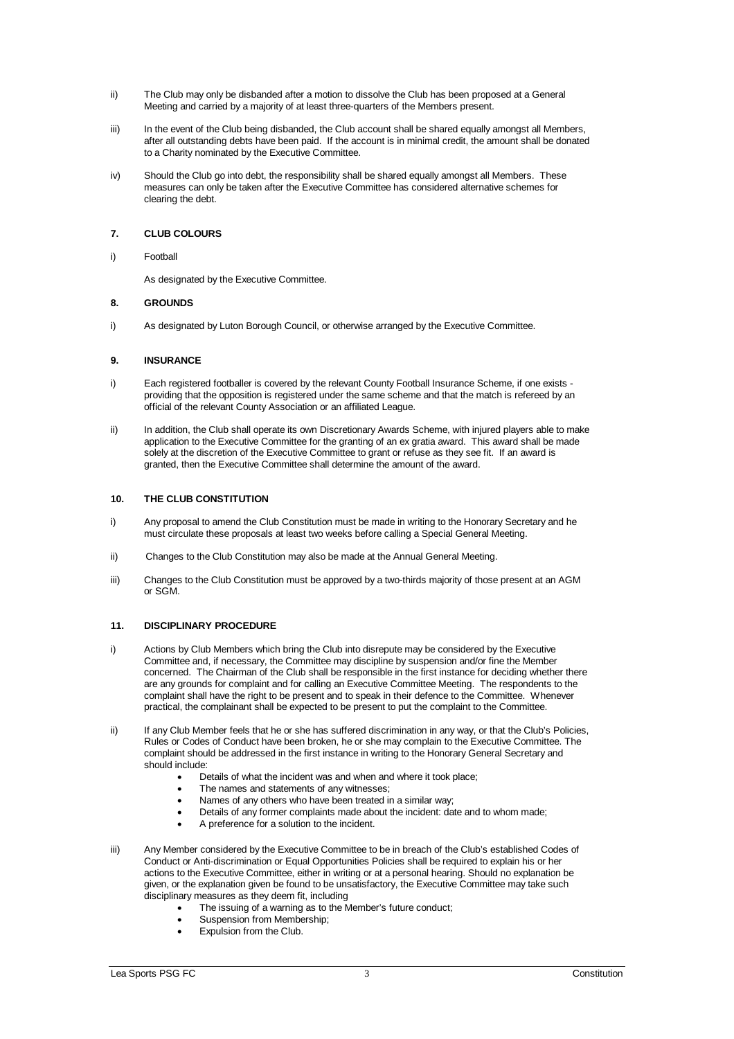ii) The Club may only be disbanded after a motion to dissolve the Club has been proposed at a General Meeting and carried by a majority of at least three-quarters of the Members present.

iii) In the event of the Club being disbanded, the Club account shall be shared equally amongst all Members, after all outstanding debts have been paid. If the account is in minimal credit, the amount shall be donated to a Charity nominated by the Executive Committee.

iv) Should the Club go into debt, the responsibility shall be shared equally amongst all Members. These measures can only be taken after the Executive Committee has considered alternative schemes for clearing the debt.

## 7. CLUB COLOURS

i) Football

As designated by the Executive Committee.

## 8. GROUNDS

i) As designated by Luton Borough Council, or otherwise arranged by the Executive Committee.

## 9. INSURANCE

i) Each registered footballer is covered by the relevant County Football Insurance Scheme, if one exists - providing that the opposition is registered under the same scheme and that the match is refereed by an official of the relevant County Association or an affiliated League.

ii) In addition, the Club shall operate its own Discretionary Awards Scheme, with injured players able to make application to the Executive Committee for the granting of an ex gratia award. This award shall be made solely at the discretion of the Executive Committee to grant or refuse as they see fit. If an award is granted, then the Executive Committee shall determine the amount of the award.

## 10. THE CLUB CONSTITUTION

i) Any proposal to amend the Club Constitution must be made in writing to the Honorary Secretary and he must circulate these proposals at least two weeks before calling a Special General Meeting.

ii) Changes to the Club Constitution may also be made at the Annual General Meeting.

iii) Changes to the Club Constitution must be approved by a two-thirds majority of those present at an AGM or SGM.

## 11. DISCIPLINARY PROCEDURE

i) Actions by Club Members which bring the Club into disrepute may be considered by the Executive Committee and, if necessary, the Committee may discipline by suspension and/or fine the Member concerned. The Chairman of the Club shall be responsible in the first instance for deciding whether there are any grounds for complaint and for calling an Executive Committee Meeting. The respondents to the complaint shall have the right to be present and to speak in their defence to the Committee. Whenever practical, the complainant shall be expected to be present to put the complaint to the Committee.

ii) If any Club Member feels that he or she has suffered discrimination in any way, or that the Club's Policies, Rules or Codes of Conduct have been broken, he or she may complain to the Executive Committee. The complaint should be addressed in the first instance in writing to the Honorary General Secretary and should include:

- Details of what the incident was and when and where it took place;
- The names and statements of any witnesses;
- Names of any others who have been treated in a similar way;
- Details of any former complaints made about the incident: date and to whom made;
- A preference for a solution to the incident.

iii) Any Member considered by the Executive Committee to be in breach of the Club's established Codes of Conduct or Anti-discrimination or Equal Opportunities Policies shall be required to explain his or her actions to the Executive Committee, either in writing or at a personal hearing. Should no explanation be given, or the explanation given be found to be unsatisfactory, the Executive Committee may take such disciplinary measures as they deem fit, including

- The issuing of a warning as to the Member's future conduct;
- Suspension from Membership;
- Expulsion from the Club.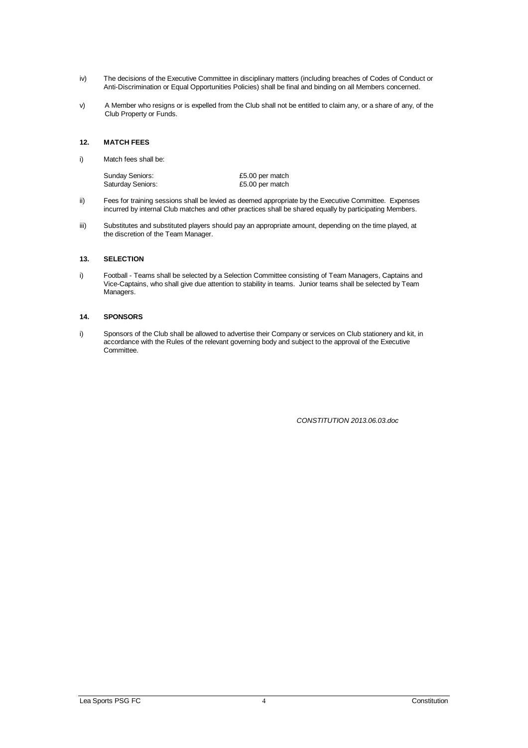iv) The decisions of the Executive Committee in disciplinary matters (including breaches of Codes of Conduct or Anti-Discrimination or Equal Opportunities Policies) shall be final and binding on all Members concerned.

v) A Member who resigns or is expelled from the Club shall not be entitled to claim any, or a share of any, of the Club Property or Funds.

## 12. MATCH FEES

i) Match fees shall be:

| | |
|---|---|
| Sunday Seniors: | £5.00 per match |
| Saturday Seniors: | £5.00 per match |

ii) Fees for training sessions shall be levied as deemed appropriate by the Executive Committee. Expenses incurred by internal Club matches and other practices shall be shared equally by participating Members.

iii) Substitutes and substituted players should pay an appropriate amount, depending on the time played, at the discretion of the Team Manager.

## 13. SELECTION

i) Football - Teams shall be selected by a Selection Committee consisting of Team Managers, Captains and Vice-Captains, who shall give due attention to stability in teams. Junior teams shall be selected by Team Managers.

## 14. SPONSORS

i) Sponsors of the Club shall be allowed to advertise their Company or services on Club stationery and kit, in accordance with the Rules of the relevant governing body and subject to the approval of the Executive Committee.

*CONSTITUTION 2013.06.03.doc*